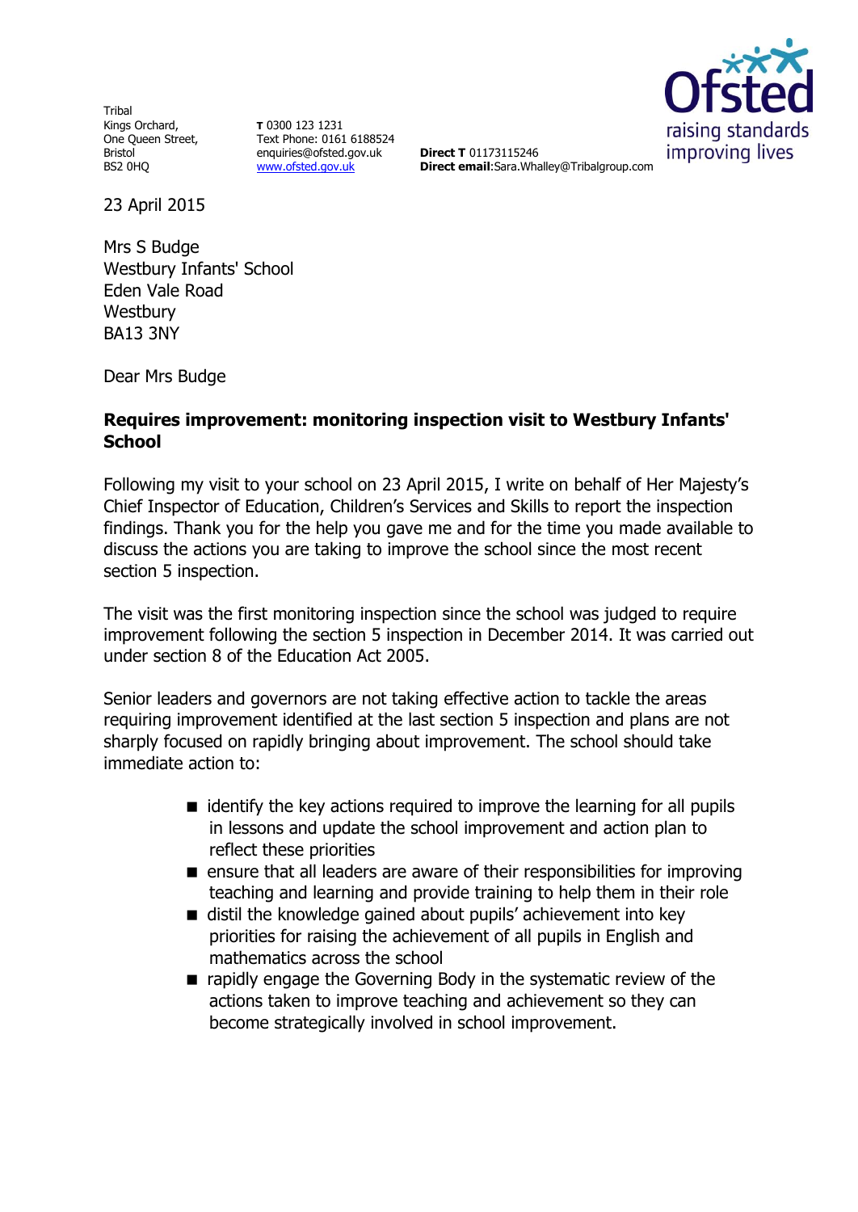Tribal
Kings Orchard,
One Queen Street,
Bristol
BS2 0HQ

**T** 0300 123 1231
Text Phone: 0161 6188524
enquiries@ofsted.gov.uk
[www.ofsted.gov.uk](http://www.ofsted.gov.uk)

**Direct T** 01173115246
**Direct email**:Sara.Whalley@Tribalgroup.com

Ofsted
raising standards
improving lives

23 April 2015

Mrs S Budge
Westbury Infants' School
Eden Vale Road
Westbury
BA13 3NY

Dear Mrs Budge

**Requires improvement: monitoring inspection visit to Westbury Infants' School**

Following my visit to your school on 23 April 2015, I write on behalf of Her Majesty's Chief Inspector of Education, Children's Services and Skills to report the inspection findings. Thank you for the help you gave me and for the time you made available to discuss the actions you are taking to improve the school since the most recent section 5 inspection.

The visit was the first monitoring inspection since the school was judged to require improvement following the section 5 inspection in December 2014. It was carried out under section 8 of the Education Act 2005.

Senior leaders and governors are not taking effective action to tackle the areas requiring improvement identified at the last section 5 inspection and plans are not sharply focused on rapidly bringing about improvement. The school should take immediate action to:

- identify the key actions required to improve the learning for all pupils in lessons and update the school improvement and action plan to reflect these priorities
- ensure that all leaders are aware of their responsibilities for improving teaching and learning and provide training to help them in their role
- distil the knowledge gained about pupils' achievement into key priorities for raising the achievement of all pupils in English and mathematics across the school
- rapidly engage the Governing Body in the systematic review of the actions taken to improve teaching and achievement so they can become strategically involved in school improvement.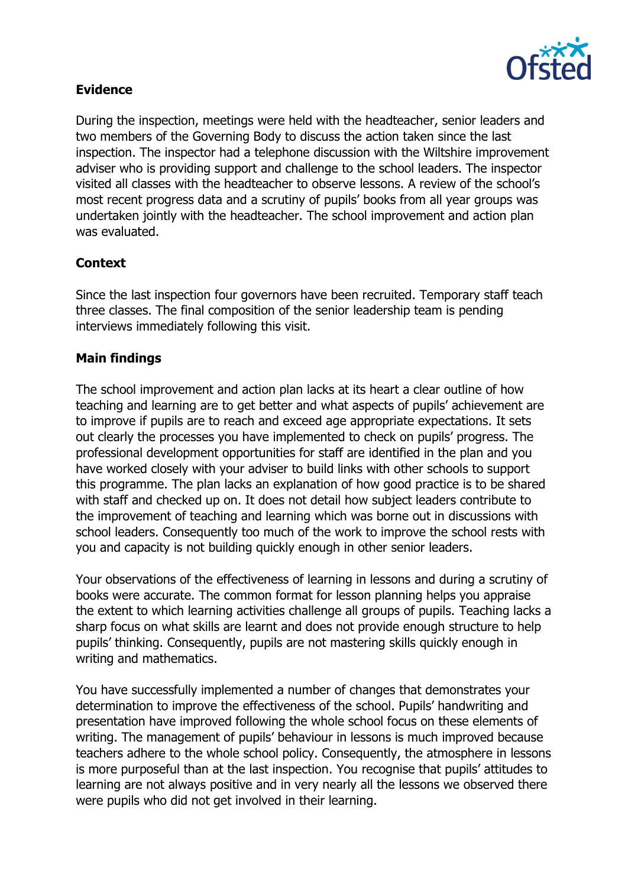## Evidence

During the inspection, meetings were held with the headteacher, senior leaders and two members of the Governing Body to discuss the action taken since the last inspection. The inspector had a telephone discussion with the Wiltshire improvement adviser who is providing support and challenge to the school leaders. The inspector visited all classes with the headteacher to observe lessons. A review of the school's most recent progress data and a scrutiny of pupils' books from all year groups was undertaken jointly with the headteacher. The school improvement and action plan was evaluated.

## Context

Since the last inspection four governors have been recruited. Temporary staff teach three classes. The final composition of the senior leadership team is pending interviews immediately following this visit.

## Main findings

The school improvement and action plan lacks at its heart a clear outline of how teaching and learning are to get better and what aspects of pupils' achievement are to improve if pupils are to reach and exceed age appropriate expectations. It sets out clearly the processes you have implemented to check on pupils' progress. The professional development opportunities for staff are identified in the plan and you have worked closely with your adviser to build links with other schools to support this programme. The plan lacks an explanation of how good practice is to be shared with staff and checked up on. It does not detail how subject leaders contribute to the improvement of teaching and learning which was borne out in discussions with school leaders. Consequently too much of the work to improve the school rests with you and capacity is not building quickly enough in other senior leaders.

Your observations of the effectiveness of learning in lessons and during a scrutiny of books were accurate. The common format for lesson planning helps you appraise the extent to which learning activities challenge all groups of pupils. Teaching lacks a sharp focus on what skills are learnt and does not provide enough structure to help pupils' thinking. Consequently, pupils are not mastering skills quickly enough in writing and mathematics.

You have successfully implemented a number of changes that demonstrates your determination to improve the effectiveness of the school. Pupils' handwriting and presentation have improved following the whole school focus on these elements of writing. The management of pupils' behaviour in lessons is much improved because teachers adhere to the whole school policy. Consequently, the atmosphere in lessons is more purposeful than at the last inspection. You recognise that pupils' attitudes to learning are not always positive and in very nearly all the lessons we observed there were pupils who did not get involved in their learning.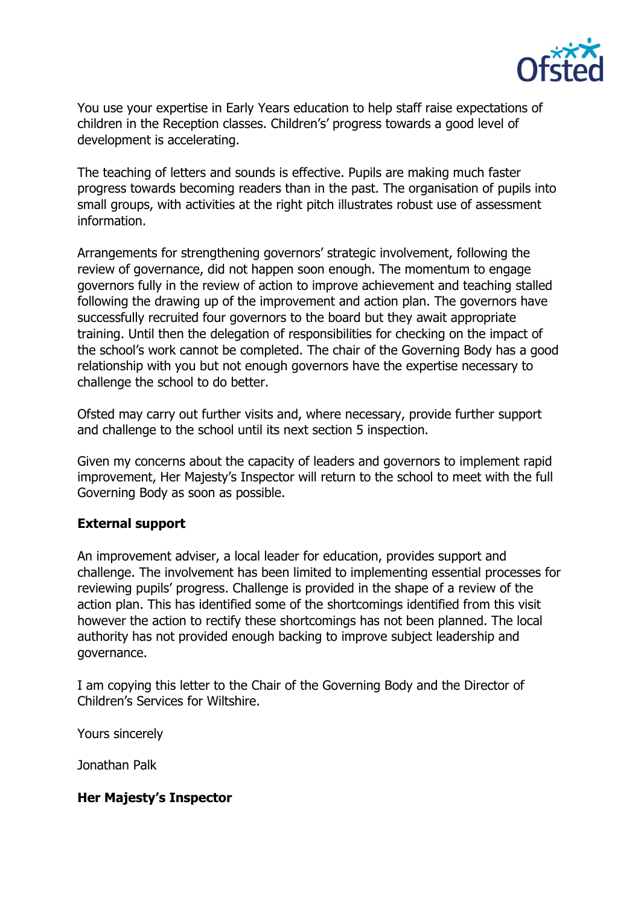You use your expertise in Early Years education to help staff raise expectations of children in the Reception classes. Children's' progress towards a good level of development is accelerating.

The teaching of letters and sounds is effective. Pupils are making much faster progress towards becoming readers than in the past. The organisation of pupils into small groups, with activities at the right pitch illustrates robust use of assessment information.

Arrangements for strengthening governors' strategic involvement, following the review of governance, did not happen soon enough. The momentum to engage governors fully in the review of action to improve achievement and teaching stalled following the drawing up of the improvement and action plan. The governors have successfully recruited four governors to the board but they await appropriate training. Until then the delegation of responsibilities for checking on the impact of the school's work cannot be completed. The chair of the Governing Body has a good relationship with you but not enough governors have the expertise necessary to challenge the school to do better.

Ofsted may carry out further visits and, where necessary, provide further support and challenge to the school until its next section 5 inspection.

Given my concerns about the capacity of leaders and governors to implement rapid improvement, Her Majesty's Inspector will return to the school to meet with the full Governing Body as soon as possible.

**External support**

An improvement adviser, a local leader for education, provides support and challenge. The involvement has been limited to implementing essential processes for reviewing pupils' progress. Challenge is provided in the shape of a review of the action plan. This has identified some of the shortcomings identified from this visit however the action to rectify these shortcomings has not been planned. The local authority has not provided enough backing to improve subject leadership and governance.

I am copying this letter to the Chair of the Governing Body and the Director of Children's Services for Wiltshire.

Yours sincerely

Jonathan Palk

**Her Majesty's Inspector**